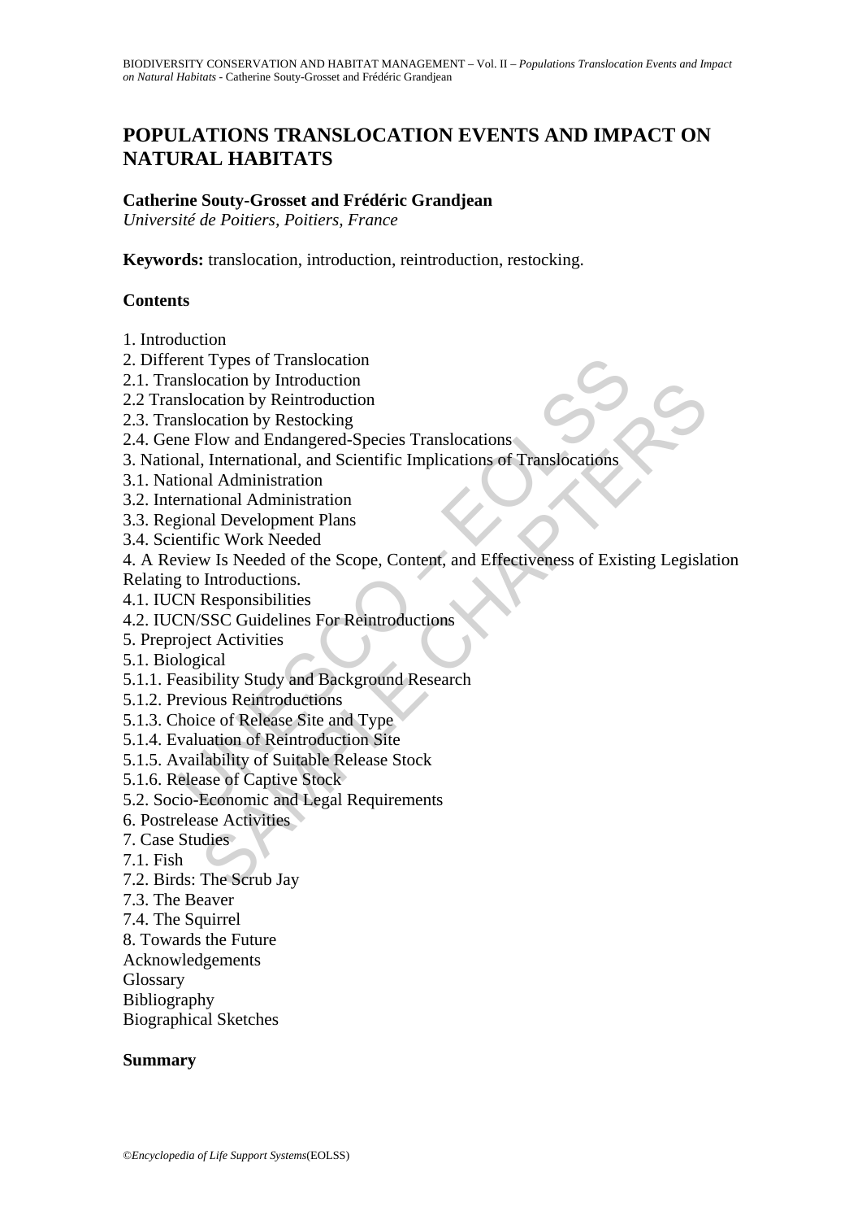# POPULATIONS TRANSLOCATION EVENTS AND IMPACT ON NATURAL HABITATS

**Catherine Souty-Grosset and Frédéric Grandjean**

*Université de Poitiers, Poitiers, France*

**Keywords:** translocation, introduction, reintroduction, restocking.

## Contents

1. Introduction
2. Different Types of Translocation
2.1. Translocation by Introduction
2.2 Translocation by Reintroduction
2.3. Translocation by Restocking
2.4. Gene Flow and Endangered-Species Translocations
3. National, International, and Scientific Implications of Translocations
3.1. National Administration
3.2. International Administration
3.3. Regional Development Plans
3.4. Scientific Work Needed
4. A Review Is Needed of the Scope, Content, and Effectiveness of Existing Legislation Relating to Introductions.
4.1. IUCN Responsibilities
4.2. IUCN/SSC Guidelines For Reintroductions
5. Preproject Activities
5.1. Biological
5.1.1. Feasibility Study and Background Research
5.1.2. Previous Reintroductions
5.1.3. Choice of Release Site and Type
5.1.4. Evaluation of Reintroduction Site
5.1.5. Availability of Suitable Release Stock
5.1.6. Release of Captive Stock
5.2. Socio-Economic and Legal Requirements
6. Postrelease Activities
7. Case Studies
7.1. Fish
7.2. Birds: The Scrub Jay
7.3. The Beaver
7.4. The Squirrel
8. Towards the Future
Acknowledgements
Glossary
Bibliography
Biographical Sketches

## Summary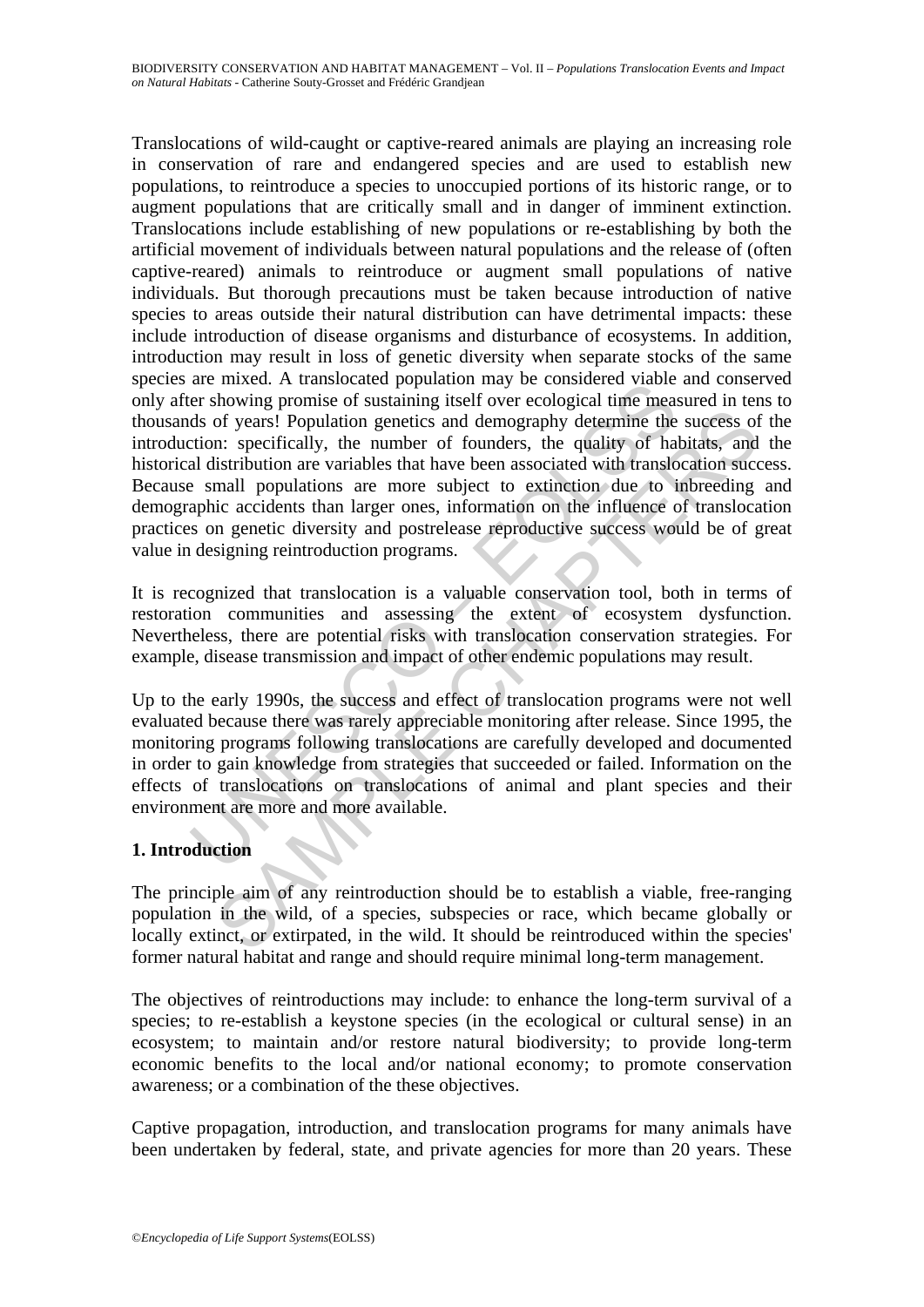Translocations of wild-caught or captive-reared animals are playing an increasing role in conservation of rare and endangered species and are used to establish new populations, to reintroduce a species to unoccupied portions of its historic range, or to augment populations that are critically small and in danger of imminent extinction. Translocations include establishing of new populations or re-establishing by both the artificial movement of individuals between natural populations and the release of (often captive-reared) animals to reintroduce or augment small populations of native individuals. But thorough precautions must be taken because introduction of native species to areas outside their natural distribution can have detrimental impacts: these include introduction of disease organisms and disturbance of ecosystems. In addition, introduction may result in loss of genetic diversity when separate stocks of the same species are mixed. A translocated population may be considered viable and conserved only after showing promise of sustaining itself over ecological time measured in tens to thousands of years! Population genetics and demography determine the success of the introduction: specifically, the number of founders, the quality of habitats, and the historical distribution are variables that have been associated with translocation success. Because small populations are more subject to extinction due to inbreeding and demographic accidents than larger ones, information on the influence of translocation practices on genetic diversity and postrelease reproductive success would be of great value in designing reintroduction programs.

It is recognized that translocation is a valuable conservation tool, both in terms of restoration communities and assessing the extent of ecosystem dysfunction. Nevertheless, there are potential risks with translocation conservation strategies. For example, disease transmission and impact of other endemic populations may result.

Up to the early 1990s, the success and effect of translocation programs were not well evaluated because there was rarely appreciable monitoring after release. Since 1995, the monitoring programs following translocations are carefully developed and documented in order to gain knowledge from strategies that succeeded or failed. Information on the effects of translocations on translocations of animal and plant species and their environment are more and more available.

## 1. Introduction

The principle aim of any reintroduction should be to establish a viable, free-ranging population in the wild, of a species, subspecies or race, which became globally or locally extinct, or extirpated, in the wild. It should be reintroduced within the species' former natural habitat and range and should require minimal long-term management.

The objectives of reintroductions may include: to enhance the long-term survival of a species; to re-establish a keystone species (in the ecological or cultural sense) in an ecosystem; to maintain and/or restore natural biodiversity; to provide long-term economic benefits to the local and/or national economy; to promote conservation awareness; or a combination of the these objectives.

Captive propagation, introduction, and translocation programs for many animals have been undertaken by federal, state, and private agencies for more than 20 years. These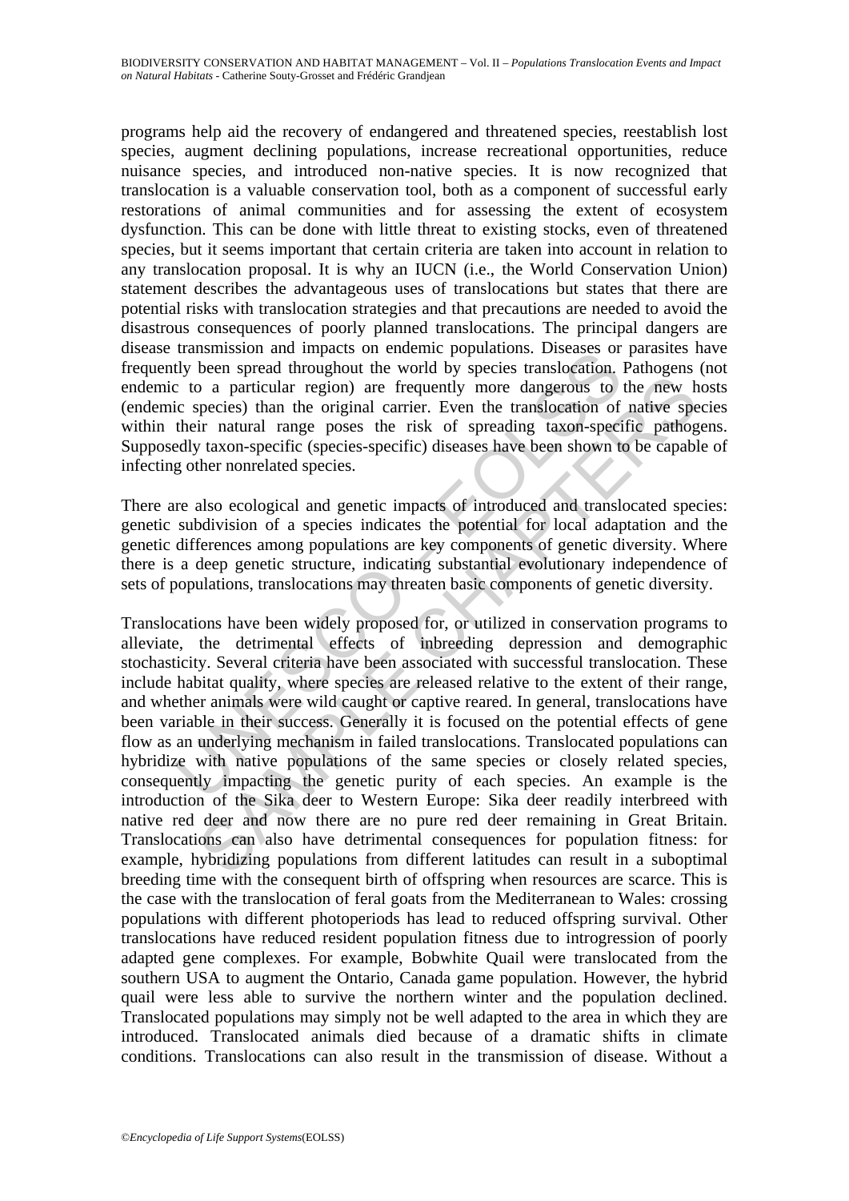programs help aid the recovery of endangered and threatened species, reestablish lost species, augment declining populations, increase recreational opportunities, reduce nuisance species, and introduced non-native species. It is now recognized that translocation is a valuable conservation tool, both as a component of successful early restorations of animal communities and for assessing the extent of ecosystem dysfunction. This can be done with little threat to existing stocks, even of threatened species, but it seems important that certain criteria are taken into account in relation to any translocation proposal. It is why an IUCN (i.e., the World Conservation Union) statement describes the advantageous uses of translocations but states that there are potential risks with translocation strategies and that precautions are needed to avoid the disastrous consequences of poorly planned translocations. The principal dangers are disease transmission and impacts on endemic populations. Diseases or parasites have frequently been spread throughout the world by species translocation. Pathogens (not endemic to a particular region) are frequently more dangerous to the new hosts (endemic species) than the original carrier. Even the translocation of native species within their natural range poses the risk of spreading taxon-specific pathogens. Supposedly taxon-specific (species-specific) diseases have been shown to be capable of infecting other nonrelated species.

There are also ecological and genetic impacts of introduced and translocated species: genetic subdivision of a species indicates the potential for local adaptation and the genetic differences among populations are key components of genetic diversity. Where there is a deep genetic structure, indicating substantial evolutionary independence of sets of populations, translocations may threaten basic components of genetic diversity.

Translocations have been widely proposed for, or utilized in conservation programs to alleviate, the detrimental effects of inbreeding depression and demographic stochasticity. Several criteria have been associated with successful translocation. These include habitat quality, where species are released relative to the extent of their range, and whether animals were wild caught or captive reared. In general, translocations have been variable in their success. Generally it is focused on the potential effects of gene flow as an underlying mechanism in failed translocations. Translocated populations can hybridize with native populations of the same species or closely related species, consequently impacting the genetic purity of each species. An example is the introduction of the Sika deer to Western Europe: Sika deer readily interbreed with native red deer and now there are no pure red deer remaining in Great Britain. Translocations can also have detrimental consequences for population fitness: for example, hybridizing populations from different latitudes can result in a suboptimal breeding time with the consequent birth of offspring when resources are scarce. This is the case with the translocation of feral goats from the Mediterranean to Wales: crossing populations with different photoperiods has lead to reduced offspring survival. Other translocations have reduced resident population fitness due to introgression of poorly adapted gene complexes. For example, Bobwhite Quail were translocated from the southern USA to augment the Ontario, Canada game population. However, the hybrid quail were less able to survive the northern winter and the population declined. Translocated populations may simply not be well adapted to the area in which they are introduced. Translocated animals died because of a dramatic shifts in climate conditions. Translocations can also result in the transmission of disease. Without a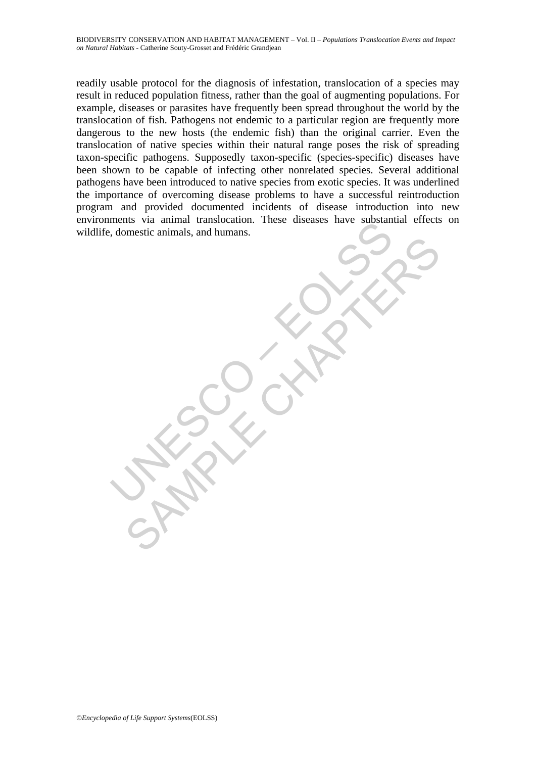readily usable protocol for the diagnosis of infestation, translocation of a species may result in reduced population fitness, rather than the goal of augmenting populations. For example, diseases or parasites have frequently been spread throughout the world by the translocation of fish. Pathogens not endemic to a particular region are frequently more dangerous to the new hosts (the endemic fish) than the original carrier. Even the translocation of native species within their natural range poses the risk of spreading taxon-specific pathogens. Supposedly taxon-specific (species-specific) diseases have been shown to be capable of infecting other nonrelated species. Several additional pathogens have been introduced to native species from exotic species. It was underlined the importance of overcoming disease problems to have a successful reintroduction program and provided documented incidents of disease introduction into new environments via animal translocation. These diseases have substantial effects on wildlife, domestic animals, and humans.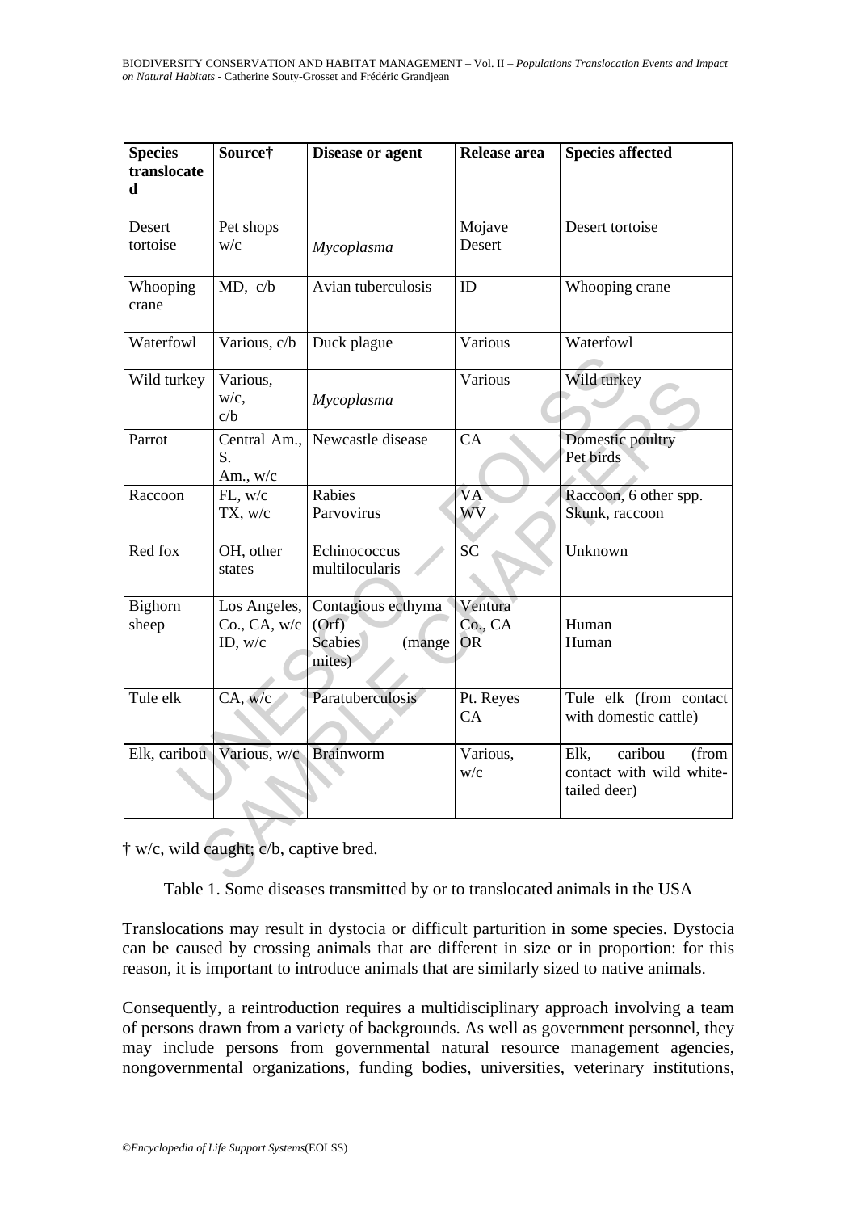| Species translocated | Source† | Disease or agent | Release area | Species affected |
|---|---|---|---|---|
| Desert tortoise | Pet shops w/c | *Mycoplasma* | Mojave Desert | Desert tortoise |
| Whooping crane | MD, c/b | Avian tuberculosis | ID | Whooping crane |
| Waterfowl | Various, c/b | Duck plague | Various | Waterfowl |
| Wild turkey | Various, w/c, c/b | *Mycoplasma* | Various | Wild turkey |
| Parrot | Central Am., S. Am., w/c | Newcastle disease | CA | Domestic poultry Pet birds |
| Raccoon | FL, w/c TX, w/c | Rabies Parvovirus | VA WV | Raccoon, 6 other spp. Skunk, raccoon |
| Red fox | OH, other states | Echinococcus multilocularis | SC | Unknown |
| Bighorn sheep | Los Angeles, Co., CA, w/c ID, w/c | Contagious ecthyma (Orf) Scabies (mange mites) | Ventura Co., CA OR | Human Human |
| Tule elk | CA, w/c | Paratuberculosis | Pt. Reyes CA | Tule elk (from contact with domestic cattle) |
| Elk, caribou | Various, w/c | Brainworm | Various, w/c | Elk, caribou (from contact with wild white-tailed deer) |

† w/c, wild caught; c/b, captive bred.

Table 1. Some diseases transmitted by or to translocated animals in the USA

Translocations may result in dystocia or difficult parturition in some species. Dystocia can be caused by crossing animals that are different in size or in proportion: for this reason, it is important to introduce animals that are similarly sized to native animals.

Consequently, a reintroduction requires a multidisciplinary approach involving a team of persons drawn from a variety of backgrounds. As well as government personnel, they may include persons from governmental natural resource management agencies, nongovernmental organizations, funding bodies, universities, veterinary institutions,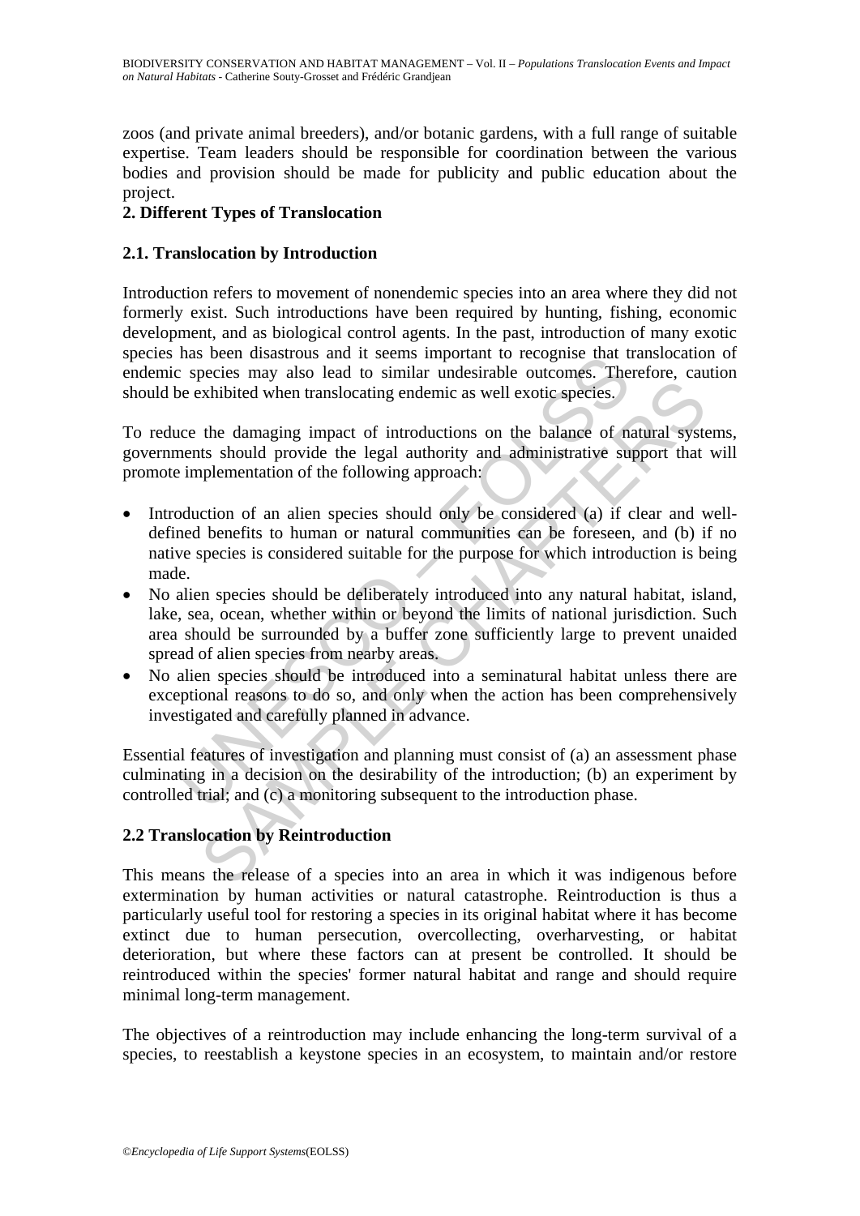zoos (and private animal breeders), and/or botanic gardens, with a full range of suitable expertise. Team leaders should be responsible for coordination between the various bodies and provision should be made for publicity and public education about the project.

## 2. Different Types of Translocation

### 2.1. Translocation by Introduction

Introduction refers to movement of nonendemic species into an area where they did not formerly exist. Such introductions have been required by hunting, fishing, economic development, and as biological control agents. In the past, introduction of many exotic species has been disastrous and it seems important to recognise that translocation of endemic species may also lead to similar undesirable outcomes. Therefore, caution should be exhibited when translocating endemic as well exotic species.

To reduce the damaging impact of introductions on the balance of natural systems, governments should provide the legal authority and administrative support that will promote implementation of the following approach:

- Introduction of an alien species should only be considered (a) if clear and well-defined benefits to human or natural communities can be foreseen, and (b) if no native species is considered suitable for the purpose for which introduction is being made.
- No alien species should be deliberately introduced into any natural habitat, island, lake, sea, ocean, whether within or beyond the limits of national jurisdiction. Such area should be surrounded by a buffer zone sufficiently large to prevent unaided spread of alien species from nearby areas.
- No alien species should be introduced into a seminatural habitat unless there are exceptional reasons to do so, and only when the action has been comprehensively investigated and carefully planned in advance.

Essential features of investigation and planning must consist of (a) an assessment phase culminating in a decision on the desirability of the introduction; (b) an experiment by controlled trial; and (c) a monitoring subsequent to the introduction phase.

### 2.2 Translocation by Reintroduction

This means the release of a species into an area in which it was indigenous before extermination by human activities or natural catastrophe. Reintroduction is thus a particularly useful tool for restoring a species in its original habitat where it has become extinct due to human persecution, overcollecting, overharvesting, or habitat deterioration, but where these factors can at present be controlled. It should be reintroduced within the species' former natural habitat and range and should require minimal long-term management.

The objectives of a reintroduction may include enhancing the long-term survival of a species, to reestablish a keystone species in an ecosystem, to maintain and/or restore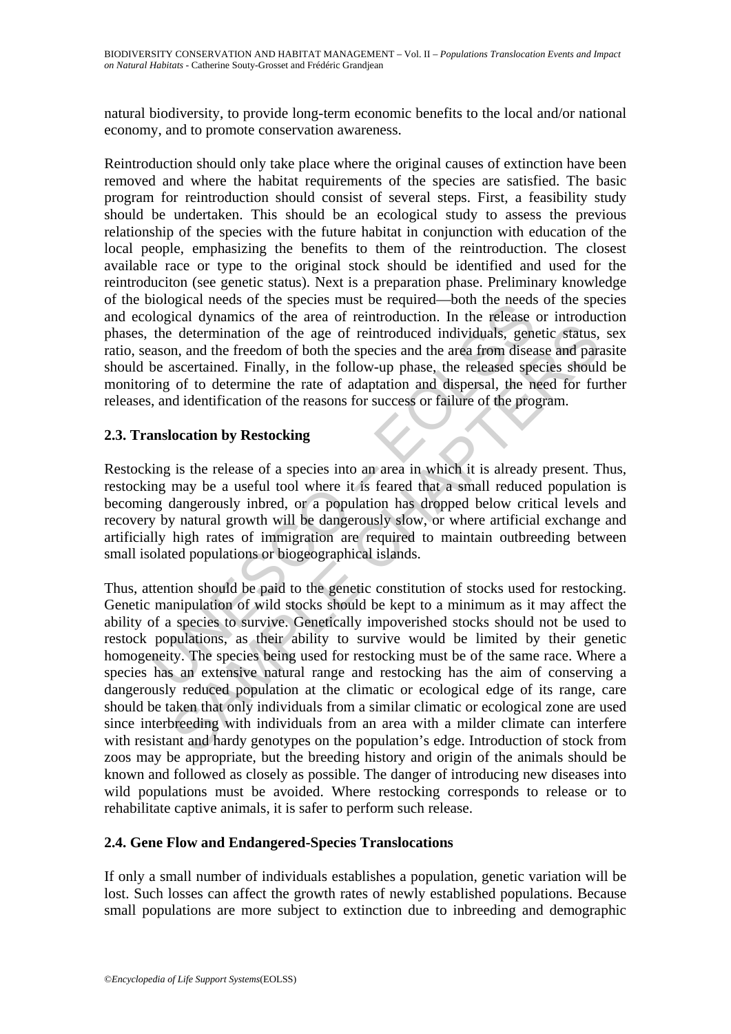natural biodiversity, to provide long-term economic benefits to the local and/or national economy, and to promote conservation awareness.

Reintroduction should only take place where the original causes of extinction have been removed and where the habitat requirements of the species are satisfied. The basic program for reintroduction should consist of several steps. First, a feasibility study should be undertaken. This should be an ecological study to assess the previous relationship of the species with the future habitat in conjunction with education of the local people, emphasizing the benefits to them of the reintroduction. The closest available race or type to the original stock should be identified and used for the reintroduciton (see genetic status). Next is a preparation phase. Preliminary knowledge of the biological needs of the species must be required—both the needs of the species and ecological dynamics of the area of reintroduction. In the release or introduction phases, the determination of the age of reintroduced individuals, genetic status, sex ratio, season, and the freedom of both the species and the area from disease and parasite should be ascertained. Finally, in the follow-up phase, the released species should be monitoring of to determine the rate of adaptation and dispersal, the need for further releases, and identification of the reasons for success or failure of the program.

## 2.3. Translocation by Restocking

Restocking is the release of a species into an area in which it is already present. Thus, restocking may be a useful tool where it is feared that a small reduced population is becoming dangerously inbred, or a population has dropped below critical levels and recovery by natural growth will be dangerously slow, or where artificial exchange and artificially high rates of immigration are required to maintain outbreeding between small isolated populations or biogeographical islands.

Thus, attention should be paid to the genetic constitution of stocks used for restocking. Genetic manipulation of wild stocks should be kept to a minimum as it may affect the ability of a species to survive. Genetically impoverished stocks should not be used to restock populations, as their ability to survive would be limited by their genetic homogeneity. The species being used for restocking must be of the same race. Where a species has an extensive natural range and restocking has the aim of conserving a dangerously reduced population at the climatic or ecological edge of its range, care should be taken that only individuals from a similar climatic or ecological zone are used since interbreeding with individuals from an area with a milder climate can interfere with resistant and hardy genotypes on the population's edge. Introduction of stock from zoos may be appropriate, but the breeding history and origin of the animals should be known and followed as closely as possible. The danger of introducing new diseases into wild populations must be avoided. Where restocking corresponds to release or to rehabilitate captive animals, it is safer to perform such release.

## 2.4. Gene Flow and Endangered-Species Translocations

If only a small number of individuals establishes a population, genetic variation will be lost. Such losses can affect the growth rates of newly established populations. Because small populations are more subject to extinction due to inbreeding and demographic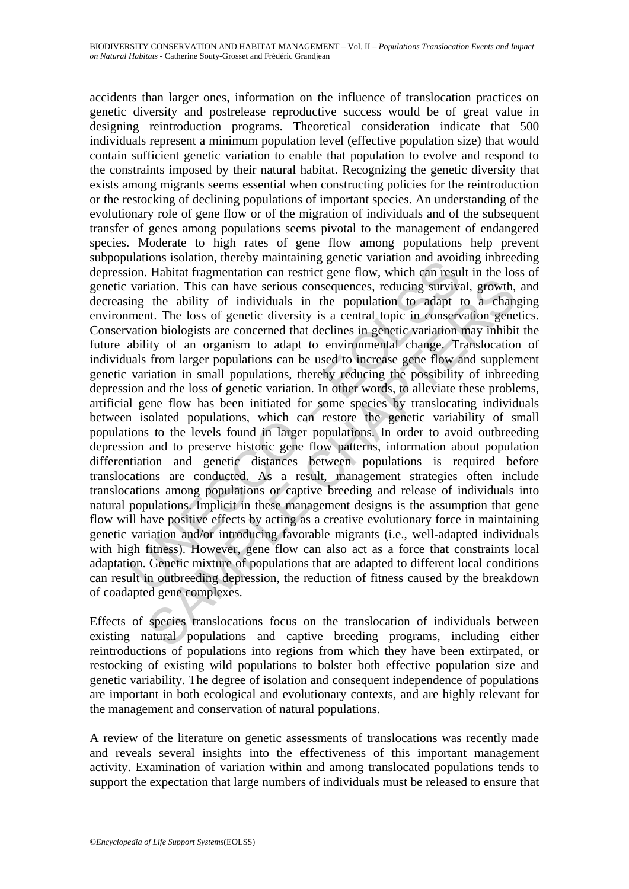accidents than larger ones, information on the influence of translocation practices on genetic diversity and postrelease reproductive success would be of great value in designing reintroduction programs. Theoretical consideration indicate that 500 individuals represent a minimum population level (effective population size) that would contain sufficient genetic variation to enable that population to evolve and respond to the constraints imposed by their natural habitat. Recognizing the genetic diversity that exists among migrants seems essential when constructing policies for the reintroduction or the restocking of declining populations of important species. An understanding of the evolutionary role of gene flow or of the migration of individuals and of the subsequent transfer of genes among populations seems pivotal to the management of endangered species. Moderate to high rates of gene flow among populations help prevent subpopulations isolation, thereby maintaining genetic variation and avoiding inbreeding depression. Habitat fragmentation can restrict gene flow, which can result in the loss of genetic variation. This can have serious consequences, reducing survival, growth, and decreasing the ability of individuals in the population to adapt to a changing environment. The loss of genetic diversity is a central topic in conservation genetics. Conservation biologists are concerned that declines in genetic variation may inhibit the future ability of an organism to adapt to environmental change. Translocation of individuals from larger populations can be used to increase gene flow and supplement genetic variation in small populations, thereby reducing the possibility of inbreeding depression and the loss of genetic variation. In other words, to alleviate these problems, artificial gene flow has been initiated for some species by translocating individuals between isolated populations, which can restore the genetic variability of small populations to the levels found in larger populations. In order to avoid outbreeding depression and to preserve historic gene flow patterns, information about population differentiation and genetic distances between populations is required before translocations are conducted. As a result, management strategies often include translocations among populations or captive breeding and release of individuals into natural populations. Implicit in these management designs is the assumption that gene flow will have positive effects by acting as a creative evolutionary force in maintaining genetic variation and/or introducing favorable migrants (i.e., well-adapted individuals with high fitness). However, gene flow can also act as a force that constraints local adaptation. Genetic mixture of populations that are adapted to different local conditions can result in outbreeding depression, the reduction of fitness caused by the breakdown of coadapted gene complexes.

Effects of species translocations focus on the translocation of individuals between existing natural populations and captive breeding programs, including either reintroductions of populations into regions from which they have been extirpated, or restocking of existing wild populations to bolster both effective population size and genetic variability. The degree of isolation and consequent independence of populations are important in both ecological and evolutionary contexts, and are highly relevant for the management and conservation of natural populations.

A review of the literature on genetic assessments of translocations was recently made and reveals several insights into the effectiveness of this important management activity. Examination of variation within and among translocated populations tends to support the expectation that large numbers of individuals must be released to ensure that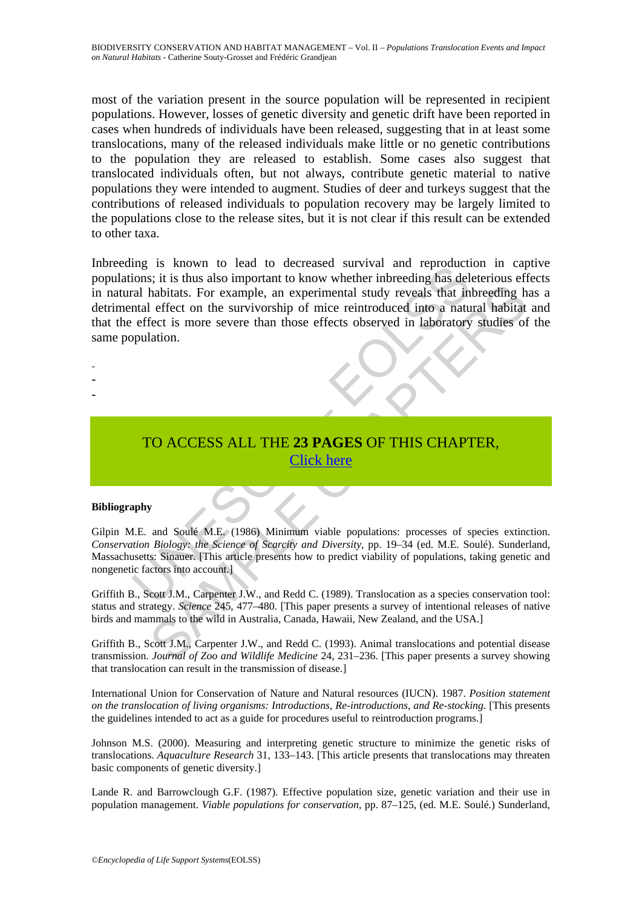most of the variation present in the source population will be represented in recipient populations. However, losses of genetic diversity and genetic drift have been reported in cases when hundreds of individuals have been released, suggesting that in at least some translocations, many of the released individuals make little or no genetic contributions to the population they are released to establish. Some cases also suggest that translocated individuals often, but not always, contribute genetic material to native populations they were intended to augment. Studies of deer and turkeys suggest that the contributions of released individuals to population recovery may be largely limited to the populations close to the release sites, but it is not clear if this result can be extended to other taxa.

Inbreeding is known to lead to decreased survival and reproduction in captive populations; it is thus also important to know whether inbreeding has deleterious effects in natural habitats. For example, an experimental study reveals that inbreeding has a detrimental effect on the survivorship of mice reintroduced into a natural habitat and that the effect is more severe than those effects observed in laboratory studies of the same population.

-
-
-

TO ACCESS ALL THE **23 PAGES** OF THIS CHAPTER,
Click here

**Bibliography**

Gilpin M.E. and Soulé M.E. (1986) Minimum viable populations: processes of species extinction. *Conservation Biology: the Science of Scarcity and Diversity*, pp. 19–34 (ed. M.E. Soulé). Sunderland, Massachusetts: Sinauer. [This article presents how to predict viability of populations, taking genetic and nongenetic factors into account.]

Griffith B., Scott J.M., Carpenter J.W., and Redd C. (1989). Translocation as a species conservation tool: status and strategy. *Science* 245, 477–480. [This paper presents a survey of intentional releases of native birds and mammals to the wild in Australia, Canada, Hawaii, New Zealand, and the USA.]

Griffith B., Scott J.M., Carpenter J.W., and Redd C. (1993). Animal translocations and potential disease transmission. *Journal of Zoo and Wildlife Medicine* 24, 231–236. [This paper presents a survey showing that translocation can result in the transmission of disease.]

International Union for Conservation of Nature and Natural resources (IUCN). 1987. *Position statement on the translocation of living organisms: Introductions, Re-introductions, and Re-stocking.* [This presents the guidelines intended to act as a guide for procedures useful to reintroduction programs.]

Johnson M.S. (2000). Measuring and interpreting genetic structure to minimize the genetic risks of translocations. *Aquaculture Research* 31, 133–143. [This article presents that translocations may threaten basic components of genetic diversity.]

Lande R. and Barrowclough G.F. (1987). Effective population size, genetic variation and their use in population management. *Viable populations for conservation*, pp. 87–125, (ed. M.E. Soulé.) Sunderland,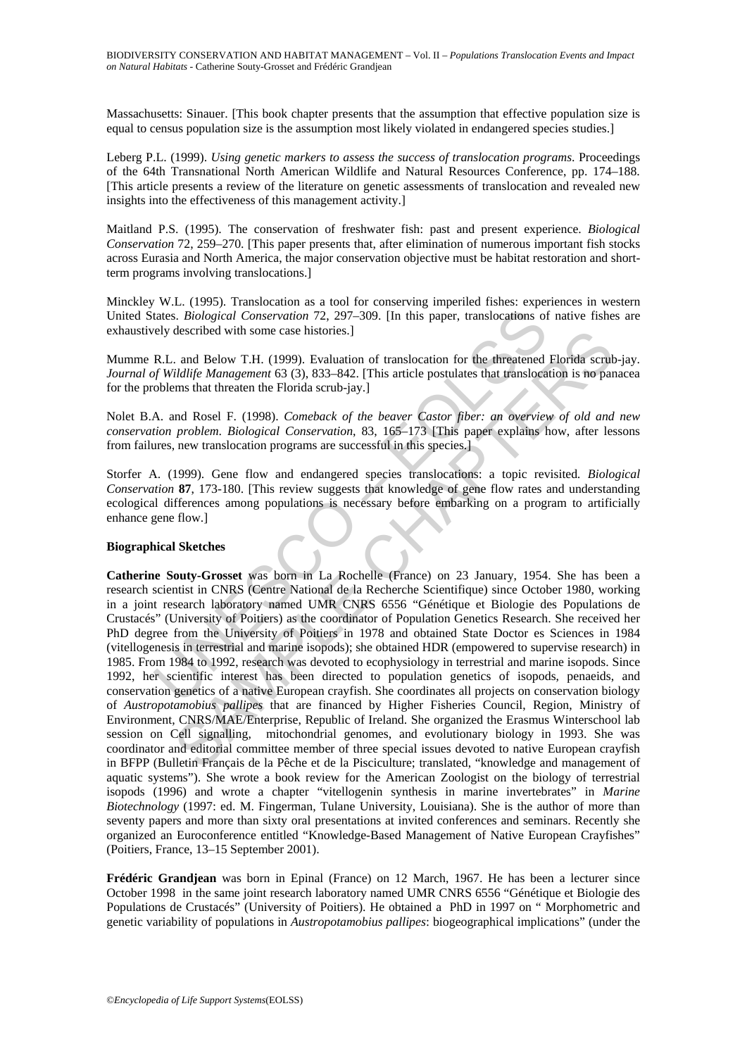Massachusetts: Sinauer. [This book chapter presents that the assumption that effective population size is equal to census population size is the assumption most likely violated in endangered species studies.]

Leberg P.L. (1999). *Using genetic markers to assess the success of translocation programs*. Proceedings of the 64th Transnational North American Wildlife and Natural Resources Conference, pp. 174–188. [This article presents a review of the literature on genetic assessments of translocation and revealed new insights into the effectiveness of this management activity.]

Maitland P.S. (1995). The conservation of freshwater fish: past and present experience. *Biological Conservation* 72, 259–270. [This paper presents that, after elimination of numerous important fish stocks across Eurasia and North America, the major conservation objective must be habitat restoration and short-term programs involving translocations.]

Minckley W.L. (1995). Translocation as a tool for conserving imperiled fishes: experiences in western United States. *Biological Conservation* 72, 297–309. [In this paper, translocations of native fishes are exhaustively described with some case histories.]

Mumme R.L. and Below T.H. (1999). Evaluation of translocation for the threatened Florida scrub-jay. *Journal of Wildlife Management* 63 (3), 833–842. [This article postulates that translocation is no panacea for the problems that threaten the Florida scrub-jay.]

Nolet B.A. and Rosel F. (1998). *Comeback of the beaver Castor fiber: an overview of old and new conservation problem*. *Biological Conservation*, 83, 165–173 [This paper explains how, after lessons from failures, new translocation programs are successful in this species.]

Storfer A. (1999). Gene flow and endangered species translocations: a topic revisited. *Biological Conservation* **87**, 173-180. [This review suggests that knowledge of gene flow rates and understanding ecological differences among populations is necessary before embarking on a program to artificially enhance gene flow.]

**Biographical Sketches**

**Catherine Souty-Grosset** was born in La Rochelle (France) on 23 January, 1954. She has been a research scientist in CNRS (Centre National de la Recherche Scientifique) since October 1980, working in a joint research laboratory named UMR CNRS 6556 "Génétique et Biologie des Populations de Crustacés" (University of Poitiers) as the coordinator of Population Genetics Research. She received her PhD degree from the University of Poitiers in 1978 and obtained State Doctor es Sciences in 1984 (vitellogenesis in terrestrial and marine isopods); she obtained HDR (empowered to supervise research) in 1985. From 1984 to 1992, research was devoted to ecophysiology in terrestrial and marine isopods. Since 1992, her scientific interest has been directed to population genetics of isopods, penaeids, and conservation genetics of a native European crayfish. She coordinates all projects on conservation biology of *Austropotamobius pallipes* that are financed by Higher Fisheries Council, Region, Ministry of Environment, CNRS/MAE/Enterprise, Republic of Ireland. She organized the Erasmus Winterschool lab session on Cell signalling, mitochondrial genomes, and evolutionary biology in 1993. She was coordinator and editorial committee member of three special issues devoted to native European crayfish in BFPP (Bulletin Français de la Pêche et de la Pisciculture; translated, "knowledge and management of aquatic systems"). She wrote a book review for the American Zoologist on the biology of terrestrial isopods (1996) and wrote a chapter "vitellogenin synthesis in marine invertebrates" in *Marine Biotechnology* (1997: ed. M. Fingerman, Tulane University, Louisiana). She is the author of more than seventy papers and more than sixty oral presentations at invited conferences and seminars. Recently she organized an Euroconference entitled "Knowledge-Based Management of Native European Crayfishes" (Poitiers, France, 13–15 September 2001).

**Frédéric Grandjean** was born in Epinal (France) on 12 March, 1967. He has been a lecturer since October 1998 in the same joint research laboratory named UMR CNRS 6556 "Génétique et Biologie des Populations de Crustacés" (University of Poitiers). He obtained a PhD in 1997 on " Morphometric and genetic variability of populations in *Austropotamobius pallipes*: biogeographical implications" (under the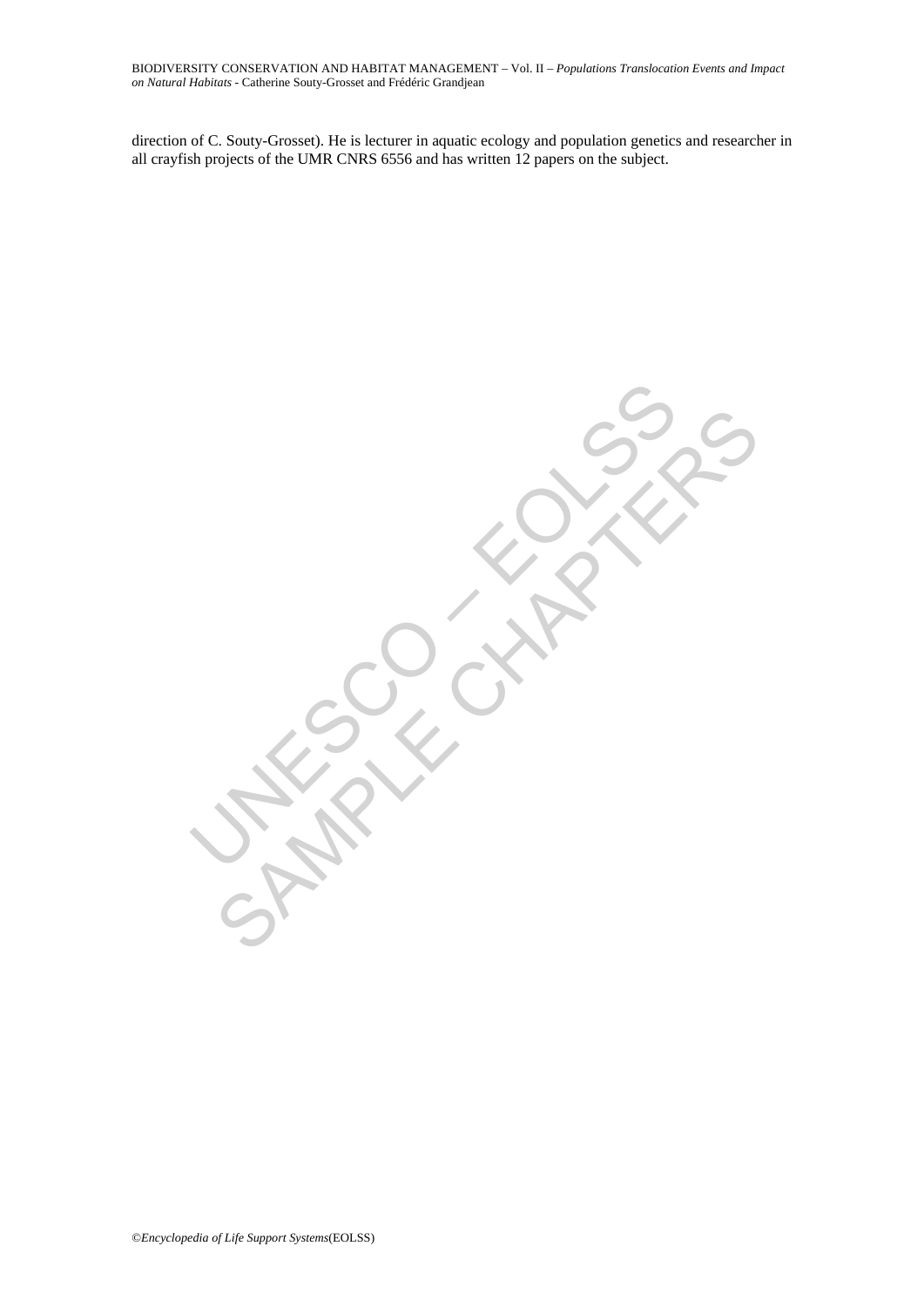direction of C. Souty-Grosset). He is lecturer in aquatic ecology and population genetics and researcher in all crayfish projects of the UMR CNRS 6556 and has written 12 papers on the subject.